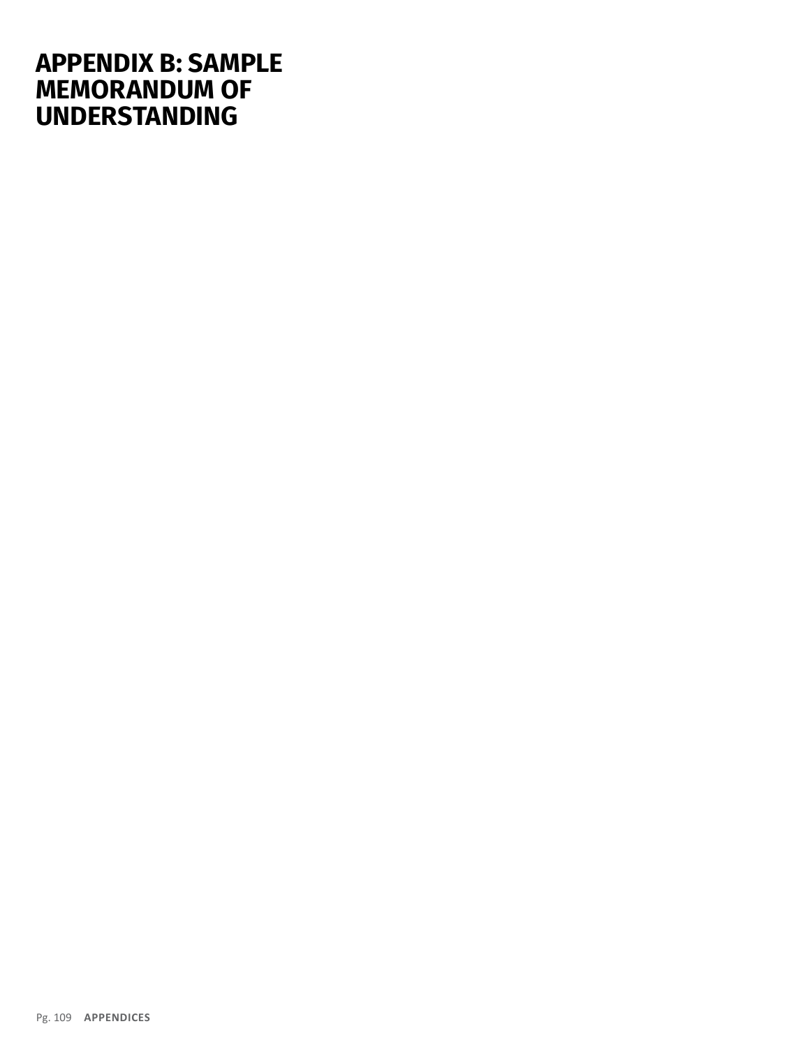# APPENDIX B: SAMPLE MEMORANDUM OF UNDERSTANDING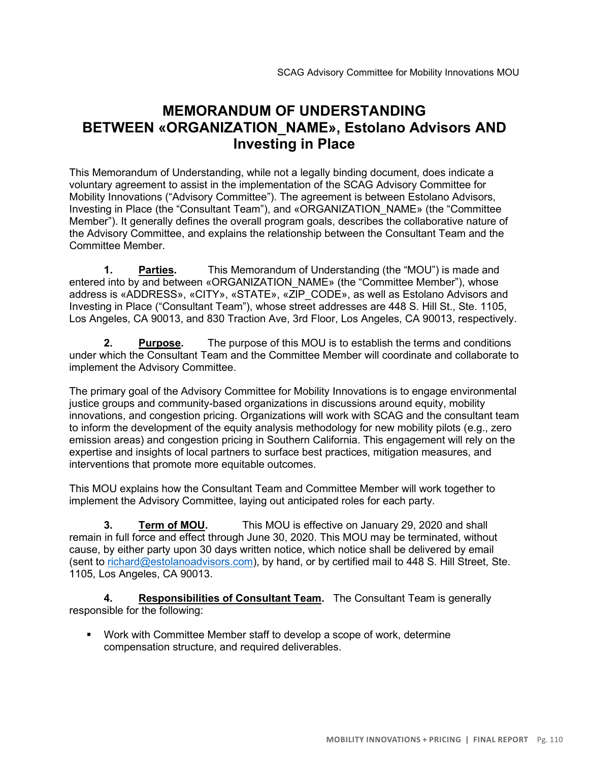# MEMORANDUM OF UNDERSTANDING BETWEEN «ORGANIZATION_NAME», Estolano Advisors AND Investing in Place

This Memorandum of Understanding, while not a legally binding document, does indicate a voluntary agreement to assist in the implementation of the SCAG Advisory Committee for Mobility Innovations ("Advisory Committee"). The agreement is between Estolano Advisors, Investing in Place (the "Consultant Team"), and «ORGANIZATION_NAME» (the "Committee Member"). It generally defines the overall program goals, describes the collaborative nature of the Advisory Committee, and explains the relationship between the Consultant Team and the Committee Member.

**1. Parties.** This Memorandum of Understanding (the "MOU") is made and entered into by and between «ORGANIZATION_NAME» (the "Committee Member"), whose address is «ADDRESS», «CITY», «STATE», «ZIP_CODE», as well as Estolano Advisors and Investing in Place ("Consultant Team"), whose street addresses are 448 S. Hill St., Ste. 1105, Los Angeles, CA 90013, and 830 Traction Ave, 3rd Floor, Los Angeles, CA 90013, respectively.

**2. Purpose.** The purpose of this MOU is to establish the terms and conditions under which the Consultant Team and the Committee Member will coordinate and collaborate to implement the Advisory Committee.

The primary goal of the Advisory Committee for Mobility Innovations is to engage environmental justice groups and community-based organizations in discussions around equity, mobility innovations, and congestion pricing. Organizations will work with SCAG and the consultant team to inform the development of the equity analysis methodology for new mobility pilots (e.g., zero emission areas) and congestion pricing in Southern California. This engagement will rely on the expertise and insights of local partners to surface best practices, mitigation measures, and interventions that promote more equitable outcomes.

This MOU explains how the Consultant Team and Committee Member will work together to implement the Advisory Committee, laying out anticipated roles for each party.

**3. Term of MOU.** This MOU is effective on January 29, 2020 and shall remain in full force and effect through June 30, 2020. This MOU may be terminated, without cause, by either party upon 30 days written notice, which notice shall be delivered by email (sent to richard@estolanoadvisors.com), by hand, or by certified mail to 448 S. Hill Street, Ste. 1105, Los Angeles, CA 90013.

**4. Responsibilities of Consultant Team.** The Consultant Team is generally responsible for the following:

- Work with Committee Member staff to develop a scope of work, determine compensation structure, and required deliverables.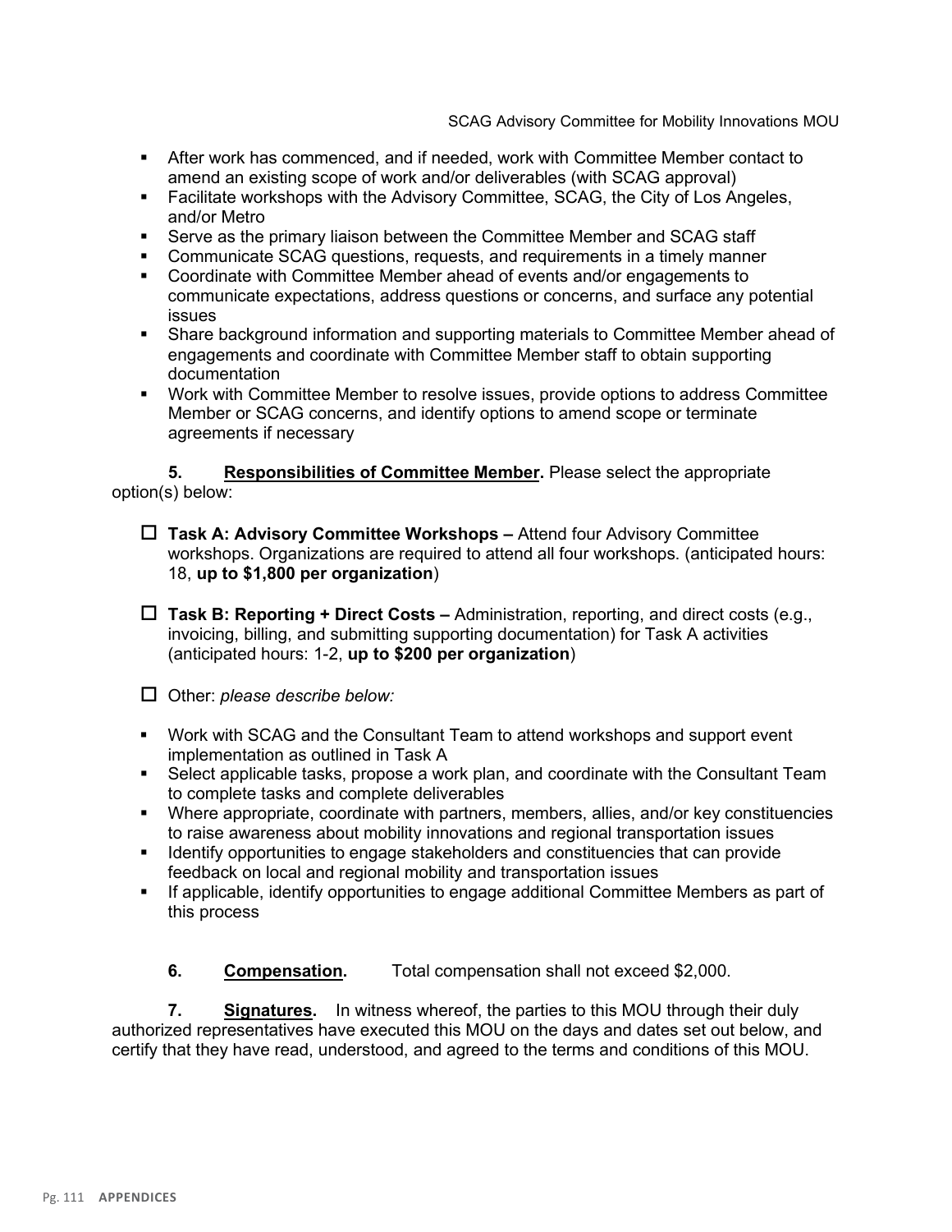- After work has commenced, and if needed, work with Committee Member contact to amend an existing scope of work and/or deliverables (with SCAG approval)
- Facilitate workshops with the Advisory Committee, SCAG, the City of Los Angeles, and/or Metro
- Serve as the primary liaison between the Committee Member and SCAG staff
- Communicate SCAG questions, requests, and requirements in a timely manner
- Coordinate with Committee Member ahead of events and/or engagements to communicate expectations, address questions or concerns, and surface any potential issues
- Share background information and supporting materials to Committee Member ahead of engagements and coordinate with Committee Member staff to obtain supporting documentation
- Work with Committee Member to resolve issues, provide options to address Committee Member or SCAG concerns, and identify options to amend scope or terminate agreements if necessary

**5. Responsibilities of Committee Member.** Please select the appropriate option(s) below:

- ☐ **Task A: Advisory Committee Workshops –** Attend four Advisory Committee workshops. Organizations are required to attend all four workshops. (anticipated hours: 18, **up to $1,800 per organization**)

- ☐ **Task B: Reporting + Direct Costs –** Administration, reporting, and direct costs (e.g., invoicing, billing, and submitting supporting documentation) for Task A activities (anticipated hours: 1-2, **up to $200 per organization**)

- ☐ Other: *please describe below:*

- Work with SCAG and the Consultant Team to attend workshops and support event implementation as outlined in Task A
- Select applicable tasks, propose a work plan, and coordinate with the Consultant Team to complete tasks and complete deliverables
- Where appropriate, coordinate with partners, members, allies, and/or key constituencies to raise awareness about mobility innovations and regional transportation issues
- Identify opportunities to engage stakeholders and constituencies that can provide feedback on local and regional mobility and transportation issues
- If applicable, identify opportunities to engage additional Committee Members as part of this process

**6. Compensation.** Total compensation shall not exceed $2,000.

**7. Signatures.** In witness whereof, the parties to this MOU through their duly authorized representatives have executed this MOU on the days and dates set out below, and certify that they have read, understood, and agreed to the terms and conditions of this MOU.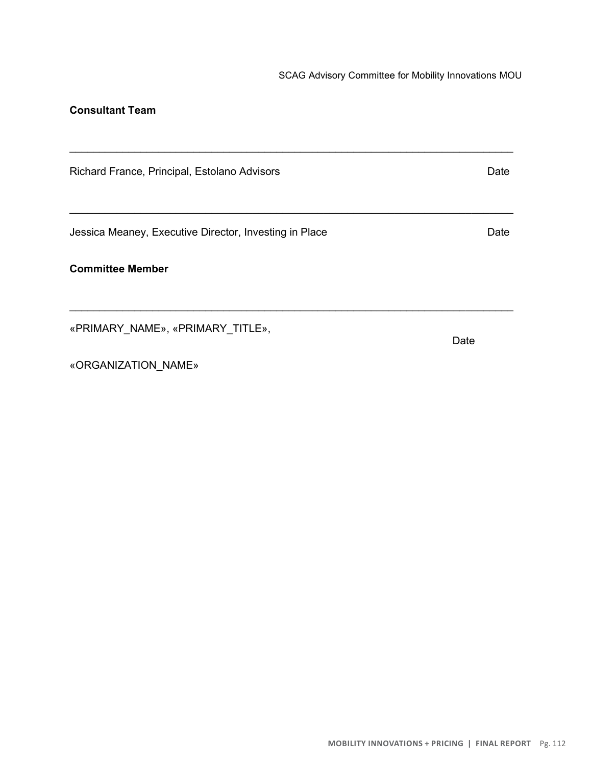**Consultant Team**

\_\_\_\_\_\_\_\_\_\_\_\_\_\_\_\_\_\_\_\_\_\_\_\_\_\_\_\_\_\_\_\_\_\_\_\_\_\_\_\_\_\_\_\_\_\_\_\_\_\_\_\_\_\_\_\_\_\_\_\_\_\_\_\_\_\_\_\_\_\_

Richard France, Principal, Estolano Advisors　　　　　　　　　　　　Date

\_\_\_\_\_\_\_\_\_\_\_\_\_\_\_\_\_\_\_\_\_\_\_\_\_\_\_\_\_\_\_\_\_\_\_\_\_\_\_\_\_\_\_\_\_\_\_\_\_\_\_\_\_\_\_\_\_\_\_\_\_\_\_\_\_\_\_\_\_\_

Jessica Meaney, Executive Director, Investing in Place　　　　　　　　Date

**Committee Member**

\_\_\_\_\_\_\_\_\_\_\_\_\_\_\_\_\_\_\_\_\_\_\_\_\_\_\_\_\_\_\_\_\_\_\_\_\_\_\_\_\_\_\_\_\_\_\_\_\_\_\_\_\_\_\_\_\_\_\_\_\_\_\_\_\_\_\_\_\_\_

«PRIMARY_NAME», «PRIMARY_TITLE»,　　　　　　　　　　　　　　　Date

«ORGANIZATION_NAME»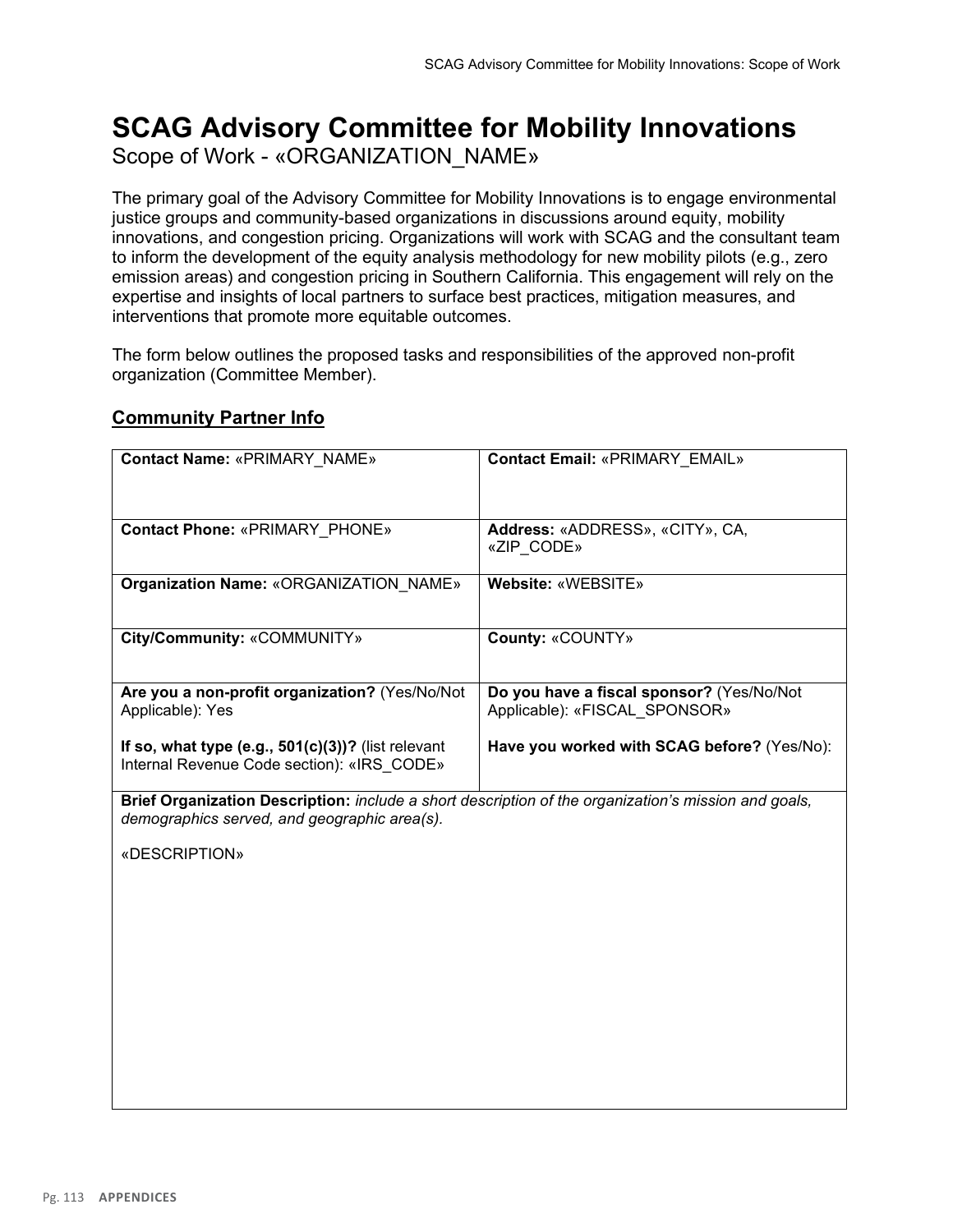# SCAG Advisory Committee for Mobility Innovations

Scope of Work - «ORGANIZATION_NAME»

The primary goal of the Advisory Committee for Mobility Innovations is to engage environmental justice groups and community-based organizations in discussions around equity, mobility innovations, and congestion pricing. Organizations will work with SCAG and the consultant team to inform the development of the equity analysis methodology for new mobility pilots (e.g., zero emission areas) and congestion pricing in Southern California. This engagement will rely on the expertise and insights of local partners to surface best practices, mitigation measures, and interventions that promote more equitable outcomes.

The form below outlines the proposed tasks and responsibilities of the approved non-profit organization (Committee Member).

## Community Partner Info

| | |
|---|---|
| **Contact Name:** «PRIMARY_NAME» | **Contact Email:** «PRIMARY_EMAIL» |
| **Contact Phone:** «PRIMARY_PHONE» | **Address:** «ADDRESS», «CITY», CA, «ZIP_CODE» |
| **Organization Name:** «ORGANIZATION_NAME» | **Website:** «WEBSITE» |
| **City/Community:** «COMMUNITY» | **County:** «COUNTY» |
| **Are you a non-profit organization?** (Yes/No/Not Applicable): Yes<br><br>**If so, what type (e.g., 501(c)(3))?** (list relevant Internal Revenue Code section): «IRS_CODE» | **Do you have a fiscal sponsor?** (Yes/No/Not Applicable): «FISCAL_SPONSOR»<br><br>**Have you worked with SCAG before?** (Yes/No): |
| **Brief Organization Description:** *include a short description of the organization's mission and goals, demographics served, and geographic area(s).*<br><br>«DESCRIPTION» | |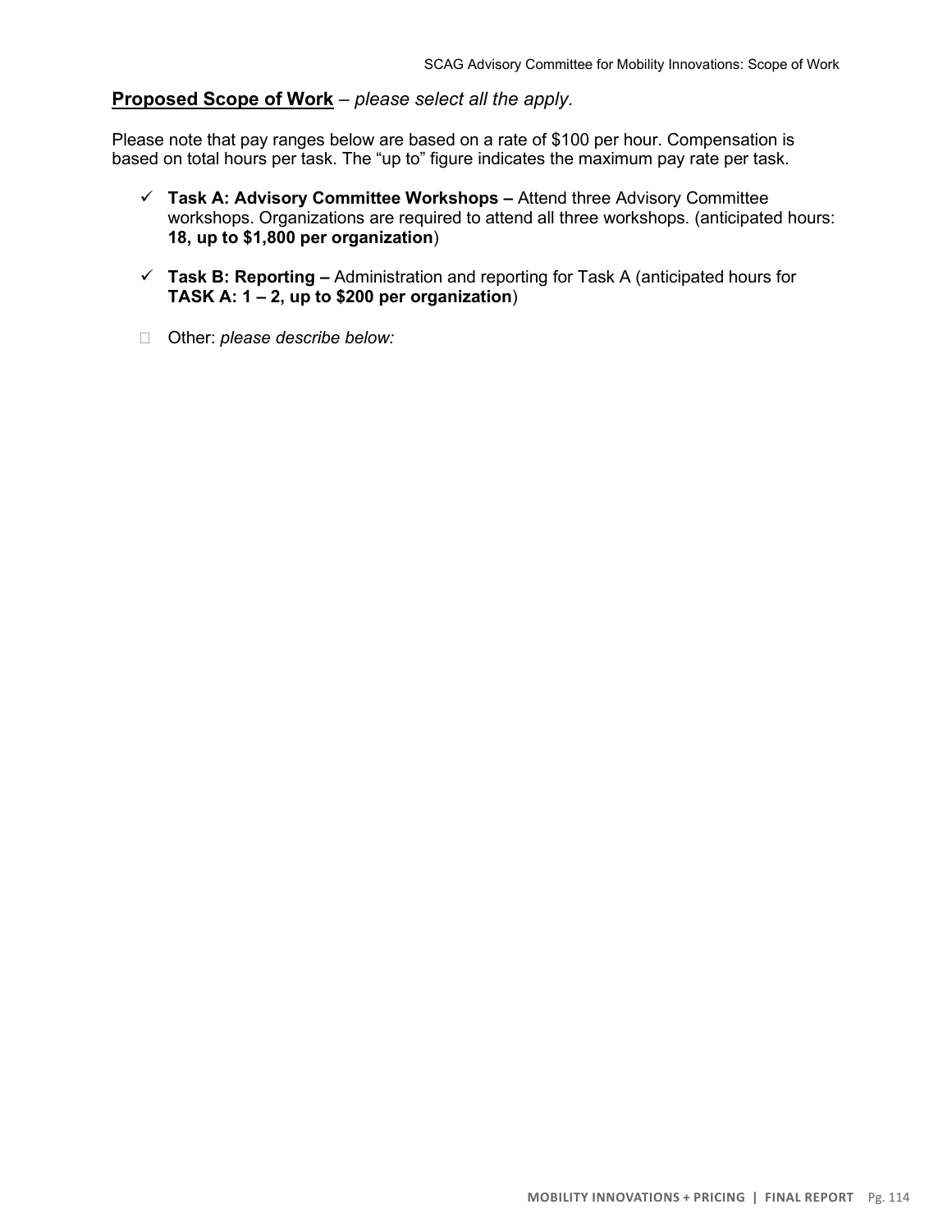**Proposed Scope of Work** – *please select all the apply.*

Please note that pay ranges below are based on a rate of $100 per hour. Compensation is based on total hours per task. The "up to" figure indicates the maximum pay rate per task.

- ✓ **Task A: Advisory Committee Workshops –** Attend three Advisory Committee workshops. Organizations are required to attend all three workshops. (anticipated hours: **18, up to $1,800 per organization**)
- ✓ **Task B: Reporting –** Administration and reporting for Task A (anticipated hours for **TASK A: 1 – 2, up to $200 per organization**)
- ☐ Other: *please describe below:*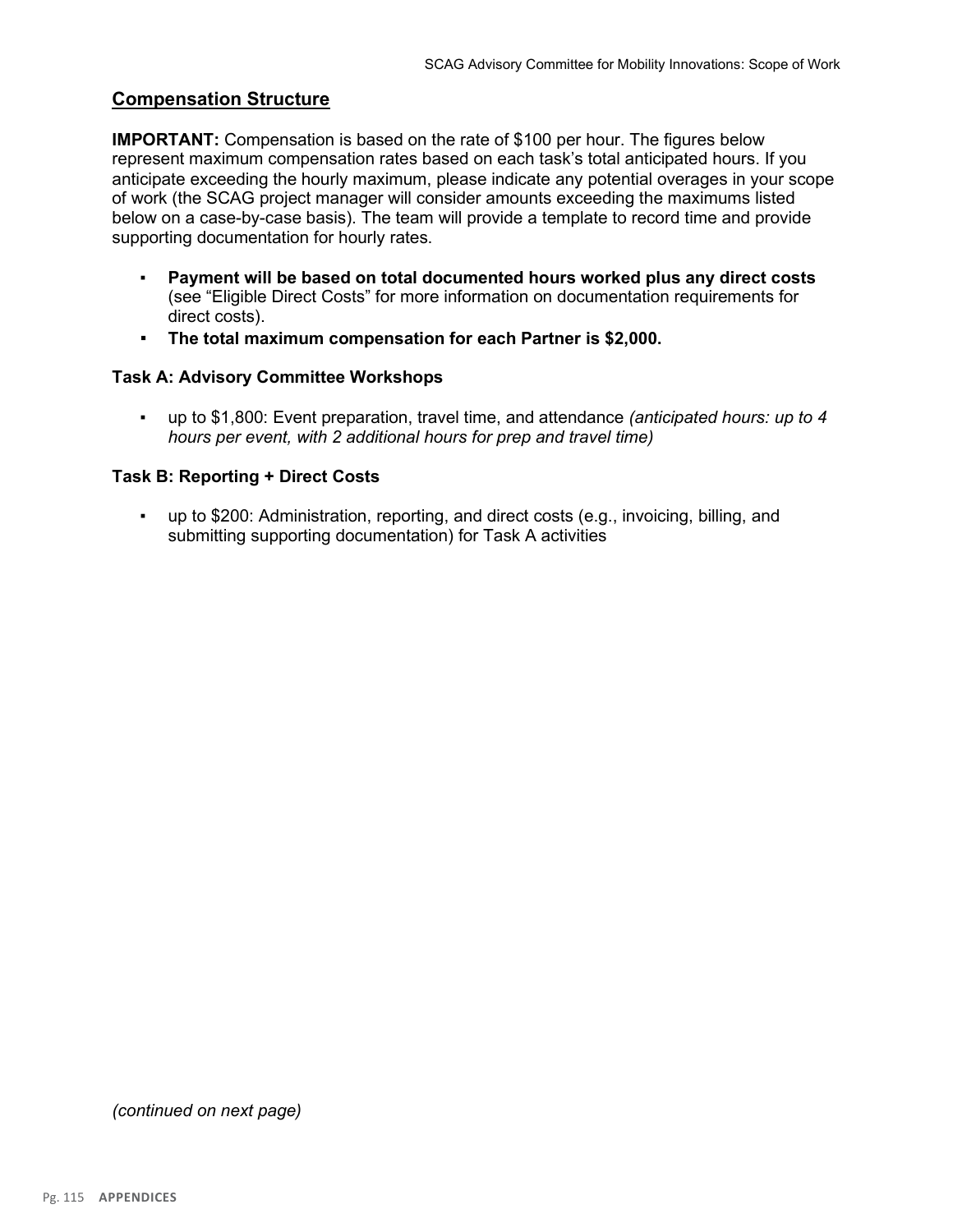## Compensation Structure

**IMPORTANT:** Compensation is based on the rate of $100 per hour. The figures below represent maximum compensation rates based on each task's total anticipated hours. If you anticipate exceeding the hourly maximum, please indicate any potential overages in your scope of work (the SCAG project manager will consider amounts exceeding the maximums listed below on a case-by-case basis). The team will provide a template to record time and provide supporting documentation for hourly rates.

- **Payment will be based on total documented hours worked plus any direct costs** (see "Eligible Direct Costs" for more information on documentation requirements for direct costs).
- **The total maximum compensation for each Partner is $2,000.**

### Task A: Advisory Committee Workshops

- up to $1,800: Event preparation, travel time, and attendance *(anticipated hours: up to 4 hours per event, with 2 additional hours for prep and travel time)*

### Task B: Reporting + Direct Costs

- up to $200: Administration, reporting, and direct costs (e.g., invoicing, billing, and submitting supporting documentation) for Task A activities

*(continued on next page)*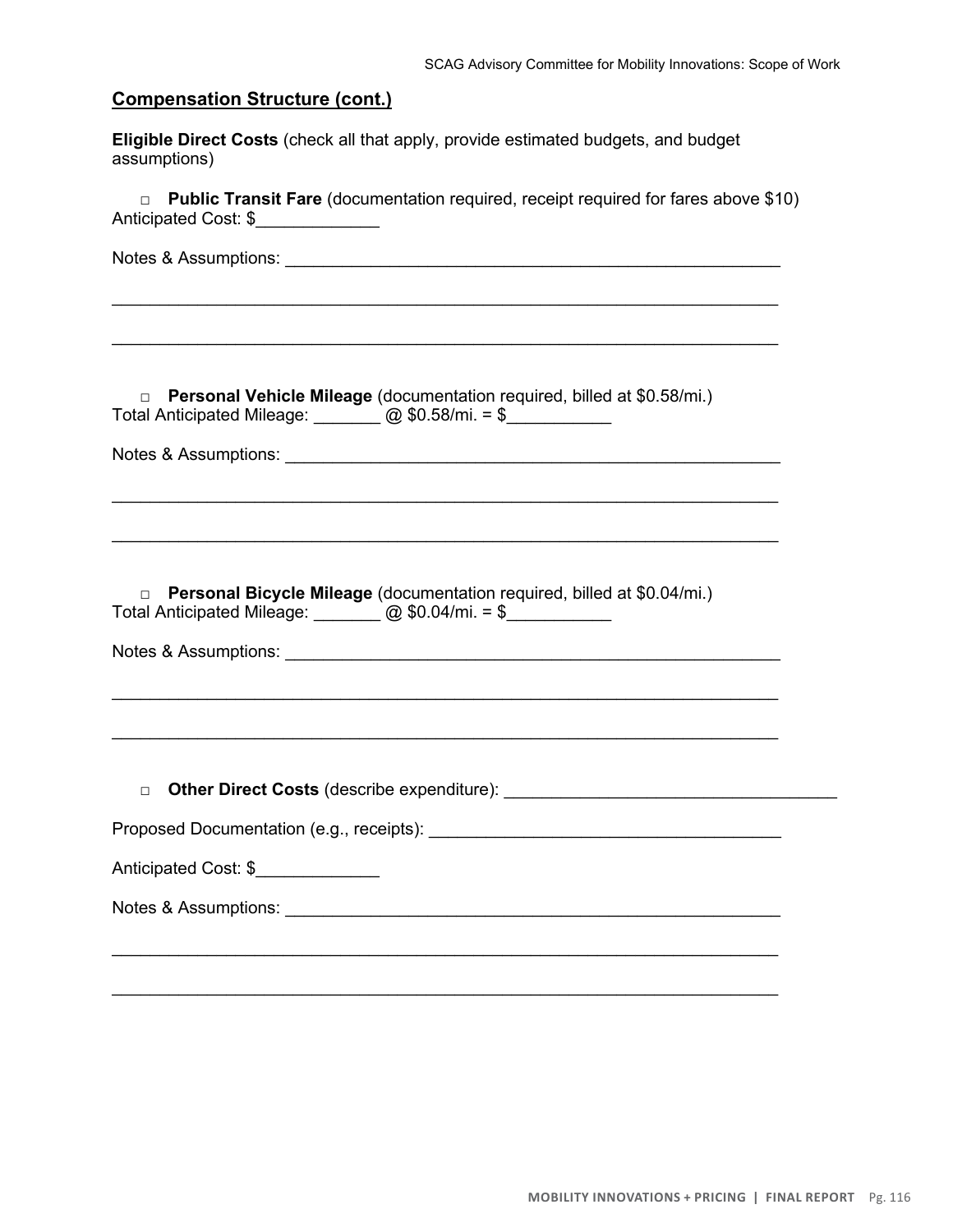## Compensation Structure (cont.)

**Eligible Direct Costs** (check all that apply, provide estimated budgets, and budget assumptions)

□ **Public Transit Fare** (documentation required, receipt required for fares above $10)
Anticipated Cost: $_____________

Notes & Assumptions: _____________________________________________________

__________________________________________________________________________

__________________________________________________________________________

□ **Personal Vehicle Mileage** (documentation required, billed at $0.58/mi.)
Total Anticipated Mileage: _______ @ $0.58/mi. = $___________

Notes & Assumptions: _____________________________________________________

__________________________________________________________________________

__________________________________________________________________________

□ **Personal Bicycle Mileage** (documentation required, billed at $0.04/mi.)
Total Anticipated Mileage: _______ @ $0.04/mi. = $___________

Notes & Assumptions: _____________________________________________________

__________________________________________________________________________

__________________________________________________________________________

□ **Other Direct Costs** (describe expenditure): ___________________________________

Proposed Documentation (e.g., receipts): ____________________________________

Anticipated Cost: $_____________

Notes & Assumptions: _____________________________________________________

__________________________________________________________________________

__________________________________________________________________________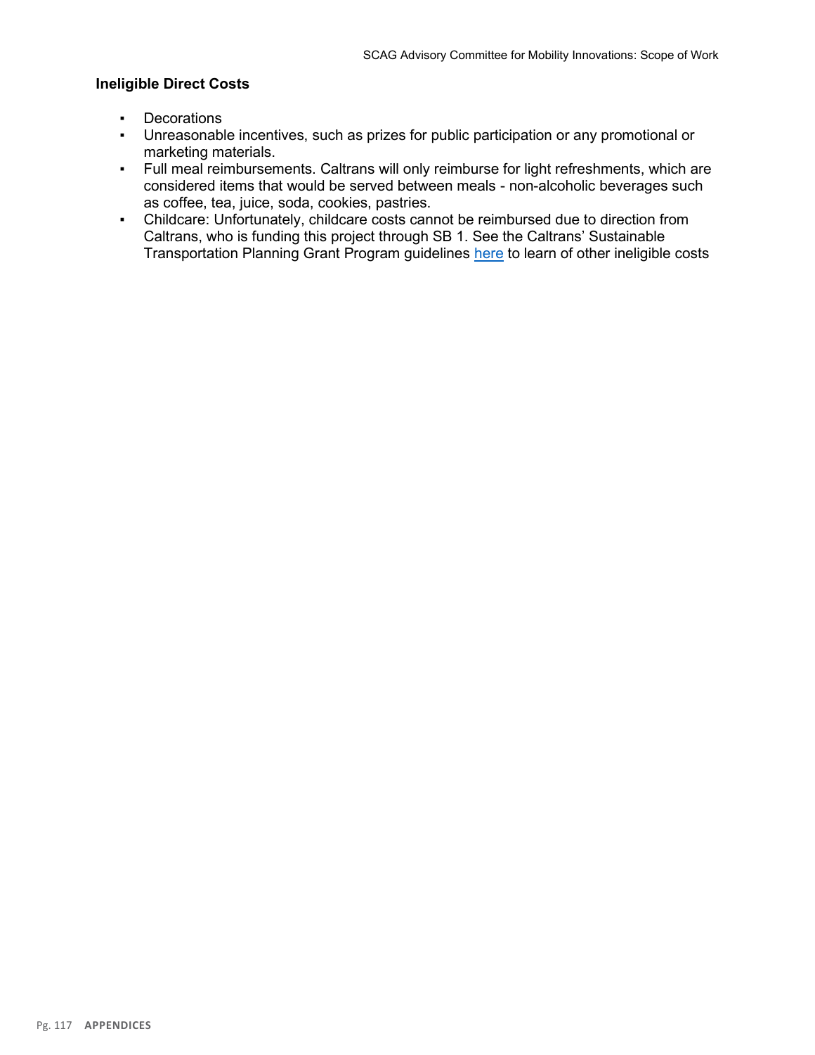### Ineligible Direct Costs

- Decorations
- Unreasonable incentives, such as prizes for public participation or any promotional or marketing materials.
- Full meal reimbursements. Caltrans will only reimburse for light refreshments, which are considered items that would be served between meals - non-alcoholic beverages such as coffee, tea, juice, soda, cookies, pastries.
- Childcare: Unfortunately, childcare costs cannot be reimbursed due to direction from Caltrans, who is funding this project through SB 1. See the Caltrans' Sustainable Transportation Planning Grant Program guidelines here to learn of other ineligible costs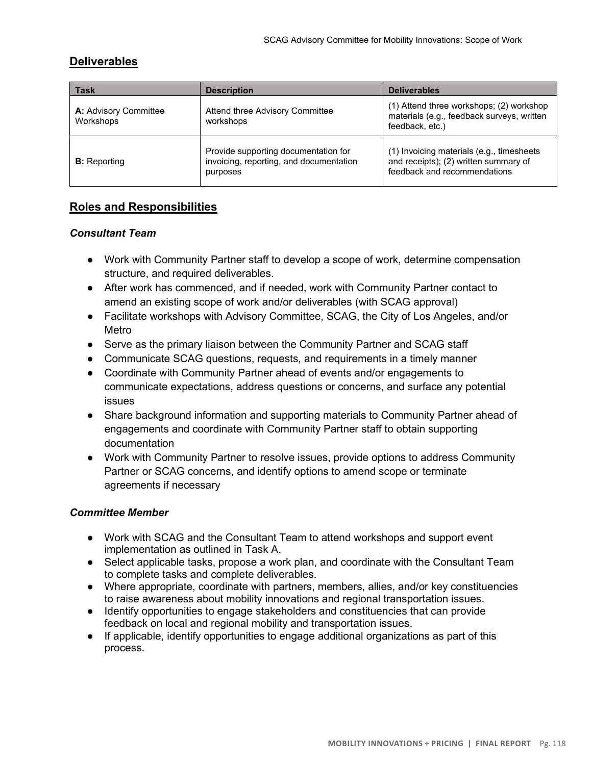## Deliverables

| Task | Description | Deliverables |
|---|---|---|
| **A:** Advisory Committee Workshops | Attend three Advisory Committee workshops | (1) Attend three workshops; (2) workshop materials (e.g., feedback surveys, written feedback, etc.) |
| **B:** Reporting | Provide supporting documentation for invoicing, reporting, and documentation purposes | (1) Invoicing materials (e.g., timesheets and receipts); (2) written summary of feedback and recommendations |

## Roles and Responsibilities

### *Consultant Team*

- Work with Community Partner staff to develop a scope of work, determine compensation structure, and required deliverables.
- After work has commenced, and if needed, work with Community Partner contact to amend an existing scope of work and/or deliverables (with SCAG approval)
- Facilitate workshops with Advisory Committee, SCAG, the City of Los Angeles, and/or Metro
- Serve as the primary liaison between the Community Partner and SCAG staff
- Communicate SCAG questions, requests, and requirements in a timely manner
- Coordinate with Community Partner ahead of events and/or engagements to communicate expectations, address questions or concerns, and surface any potential issues
- Share background information and supporting materials to Community Partner ahead of engagements and coordinate with Community Partner staff to obtain supporting documentation
- Work with Community Partner to resolve issues, provide options to address Community Partner or SCAG concerns, and identify options to amend scope or terminate agreements if necessary

### *Committee Member*

- Work with SCAG and the Consultant Team to attend workshops and support event implementation as outlined in Task A.
- Select applicable tasks, propose a work plan, and coordinate with the Consultant Team to complete tasks and complete deliverables.
- Where appropriate, coordinate with partners, members, allies, and/or key constituencies to raise awareness about mobility innovations and regional transportation issues.
- Identify opportunities to engage stakeholders and constituencies that can provide feedback on local and regional mobility and transportation issues.
- If applicable, identify opportunities to engage additional organizations as part of this process.